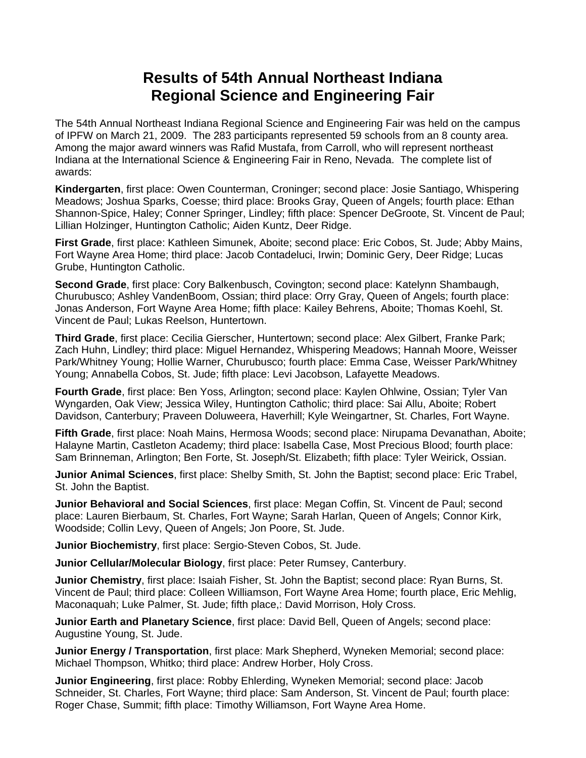# Results of 54th Annual Northeast Indiana Regional Science and Engineering Fair

The 54th Annual Northeast Indiana Regional Science and Engineering Fair was held on the campus of IPFW on March 21, 2009. The 283 participants represented 59 schools from an 8 county area. Among the major award winners was Rafid Mustafa, from Carroll, who will represent northeast Indiana at the International Science & Engineering Fair in Reno, Nevada. The complete list of awards:

**Kindergarten**, first place: Owen Counterman, Croninger; second place: Josie Santiago, Whispering Meadows; Joshua Sparks, Coesse; third place: Brooks Gray, Queen of Angels; fourth place: Ethan Shannon-Spice, Haley; Conner Springer, Lindley; fifth place: Spencer DeGroote, St. Vincent de Paul; Lillian Holzinger, Huntington Catholic; Aiden Kuntz, Deer Ridge.

**First Grade**, first place: Kathleen Simunek, Aboite; second place: Eric Cobos, St. Jude; Abby Mains, Fort Wayne Area Home; third place: Jacob Contadeluci, Irwin; Dominic Gery, Deer Ridge; Lucas Grube, Huntington Catholic.

**Second Grade**, first place: Cory Balkenbusch, Covington; second place: Katelynn Shambaugh, Churubusco; Ashley VandenBoom, Ossian; third place: Orry Gray, Queen of Angels; fourth place: Jonas Anderson, Fort Wayne Area Home; fifth place: Kailey Behrens, Aboite; Thomas Koehl, St. Vincent de Paul; Lukas Reelson, Huntertown.

**Third Grade**, first place: Cecilia Gierscher, Huntertown; second place: Alex Gilbert, Franke Park; Zach Huhn, Lindley; third place: Miguel Hernandez, Whispering Meadows; Hannah Moore, Weisser Park/Whitney Young; Hollie Warner, Churubusco; fourth place: Emma Case, Weisser Park/Whitney Young; Annabella Cobos, St. Jude; fifth place: Levi Jacobson, Lafayette Meadows.

**Fourth Grade**, first place: Ben Yoss, Arlington; second place: Kaylen Ohlwine, Ossian; Tyler Van Wyngarden, Oak View; Jessica Wiley, Huntington Catholic; third place: Sai Allu, Aboite; Robert Davidson, Canterbury; Praveen Doluweera, Haverhill; Kyle Weingartner, St. Charles, Fort Wayne.

**Fifth Grade**, first place: Noah Mains, Hermosa Woods; second place: Nirupama Devanathan, Aboite; Halayne Martin, Castleton Academy; third place: Isabella Case, Most Precious Blood; fourth place: Sam Brinneman, Arlington; Ben Forte, St. Joseph/St. Elizabeth; fifth place: Tyler Weirick, Ossian.

**Junior Animal Sciences**, first place: Shelby Smith, St. John the Baptist; second place: Eric Trabel, St. John the Baptist.

**Junior Behavioral and Social Sciences**, first place: Megan Coffin, St. Vincent de Paul; second place: Lauren Bierbaum, St. Charles, Fort Wayne; Sarah Harlan, Queen of Angels; Connor Kirk, Woodside; Collin Levy, Queen of Angels; Jon Poore, St. Jude.

**Junior Biochemistry**, first place: Sergio-Steven Cobos, St. Jude.

**Junior Cellular/Molecular Biology**, first place: Peter Rumsey, Canterbury.

**Junior Chemistry**, first place: Isaiah Fisher, St. John the Baptist; second place: Ryan Burns, St. Vincent de Paul; third place: Colleen Williamson, Fort Wayne Area Home; fourth place, Eric Mehlig, Maconaquah; Luke Palmer, St. Jude; fifth place,: David Morrison, Holy Cross.

**Junior Earth and Planetary Science**, first place: David Bell, Queen of Angels; second place: Augustine Young, St. Jude.

**Junior Energy / Transportation**, first place: Mark Shepherd, Wyneken Memorial; second place: Michael Thompson, Whitko; third place: Andrew Horber, Holy Cross.

**Junior Engineering**, first place: Robby Ehlerding, Wyneken Memorial; second place: Jacob Schneider, St. Charles, Fort Wayne; third place: Sam Anderson, St. Vincent de Paul; fourth place: Roger Chase, Summit; fifth place: Timothy Williamson, Fort Wayne Area Home.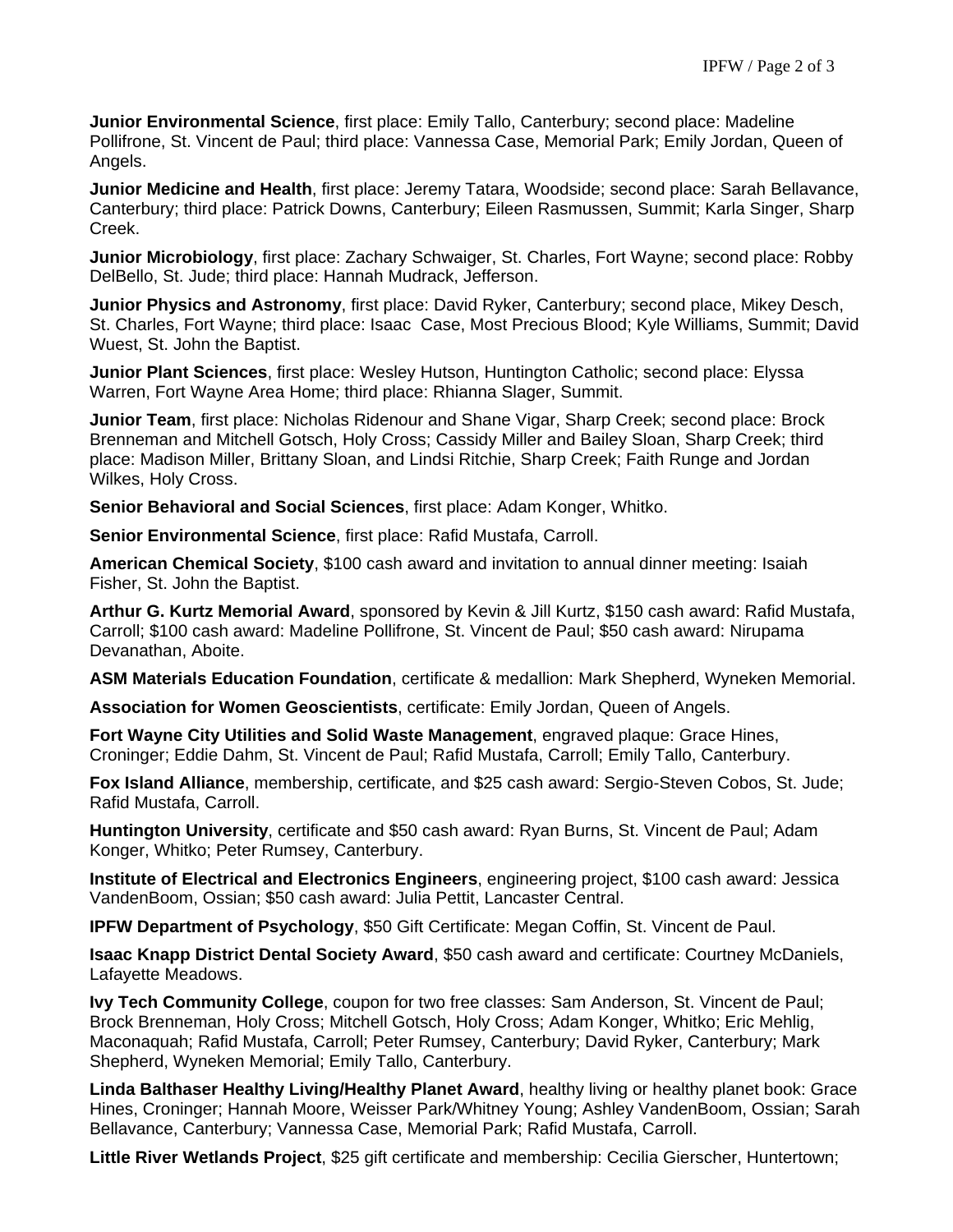**Junior Environmental Science**, first place: Emily Tallo, Canterbury; second place: Madeline Pollifrone, St. Vincent de Paul; third place: Vannessa Case, Memorial Park; Emily Jordan, Queen of Angels.

**Junior Medicine and Health**, first place: Jeremy Tatara, Woodside; second place: Sarah Bellavance, Canterbury; third place: Patrick Downs, Canterbury; Eileen Rasmussen, Summit; Karla Singer, Sharp Creek.

**Junior Microbiology**, first place: Zachary Schwaiger, St. Charles, Fort Wayne; second place: Robby DelBello, St. Jude; third place: Hannah Mudrack, Jefferson.

**Junior Physics and Astronomy**, first place: David Ryker, Canterbury; second place, Mikey Desch, St. Charles, Fort Wayne; third place: Isaac Case, Most Precious Blood; Kyle Williams, Summit; David Wuest, St. John the Baptist.

**Junior Plant Sciences**, first place: Wesley Hutson, Huntington Catholic; second place: Elyssa Warren, Fort Wayne Area Home; third place: Rhianna Slager, Summit.

**Junior Team**, first place: Nicholas Ridenour and Shane Vigar, Sharp Creek; second place: Brock Brenneman and Mitchell Gotsch, Holy Cross; Cassidy Miller and Bailey Sloan, Sharp Creek; third place: Madison Miller, Brittany Sloan, and Lindsi Ritchie, Sharp Creek; Faith Runge and Jordan Wilkes, Holy Cross.

**Senior Behavioral and Social Sciences**, first place: Adam Konger, Whitko.

**Senior Environmental Science**, first place: Rafid Mustafa, Carroll.

**American Chemical Society**, $100 cash award and invitation to annual dinner meeting: Isaiah Fisher, St. John the Baptist.

**Arthur G. Kurtz Memorial Award**, sponsored by Kevin & Jill Kurtz, $150 cash award: Rafid Mustafa, Carroll; $100 cash award: Madeline Pollifrone, St. Vincent de Paul; $50 cash award: Nirupama Devanathan, Aboite.

**ASM Materials Education Foundation**, certificate & medallion: Mark Shepherd, Wyneken Memorial.

**Association for Women Geoscientists**, certificate: Emily Jordan, Queen of Angels.

**Fort Wayne City Utilities and Solid Waste Management**, engraved plaque: Grace Hines, Croninger; Eddie Dahm, St. Vincent de Paul; Rafid Mustafa, Carroll; Emily Tallo, Canterbury.

**Fox Island Alliance**, membership, certificate, and $25 cash award: Sergio-Steven Cobos, St. Jude; Rafid Mustafa, Carroll.

**Huntington University**, certificate and $50 cash award: Ryan Burns, St. Vincent de Paul; Adam Konger, Whitko; Peter Rumsey, Canterbury.

**Institute of Electrical and Electronics Engineers**, engineering project, $100 cash award: Jessica VandenBoom, Ossian; $50 cash award: Julia Pettit, Lancaster Central.

**IPFW Department of Psychology**, $50 Gift Certificate: Megan Coffin, St. Vincent de Paul.

**Isaac Knapp District Dental Society Award**, $50 cash award and certificate: Courtney McDaniels, Lafayette Meadows.

**Ivy Tech Community College**, coupon for two free classes: Sam Anderson, St. Vincent de Paul; Brock Brenneman, Holy Cross; Mitchell Gotsch, Holy Cross; Adam Konger, Whitko; Eric Mehlig, Maconaquah; Rafid Mustafa, Carroll; Peter Rumsey, Canterbury; David Ryker, Canterbury; Mark Shepherd, Wyneken Memorial; Emily Tallo, Canterbury.

**Linda Balthaser Healthy Living/Healthy Planet Award**, healthy living or healthy planet book: Grace Hines, Croninger; Hannah Moore, Weisser Park/Whitney Young; Ashley VandenBoom, Ossian; Sarah Bellavance, Canterbury; Vannessa Case, Memorial Park; Rafid Mustafa, Carroll.

**Little River Wetlands Project**, $25 gift certificate and membership: Cecilia Gierscher, Huntertown;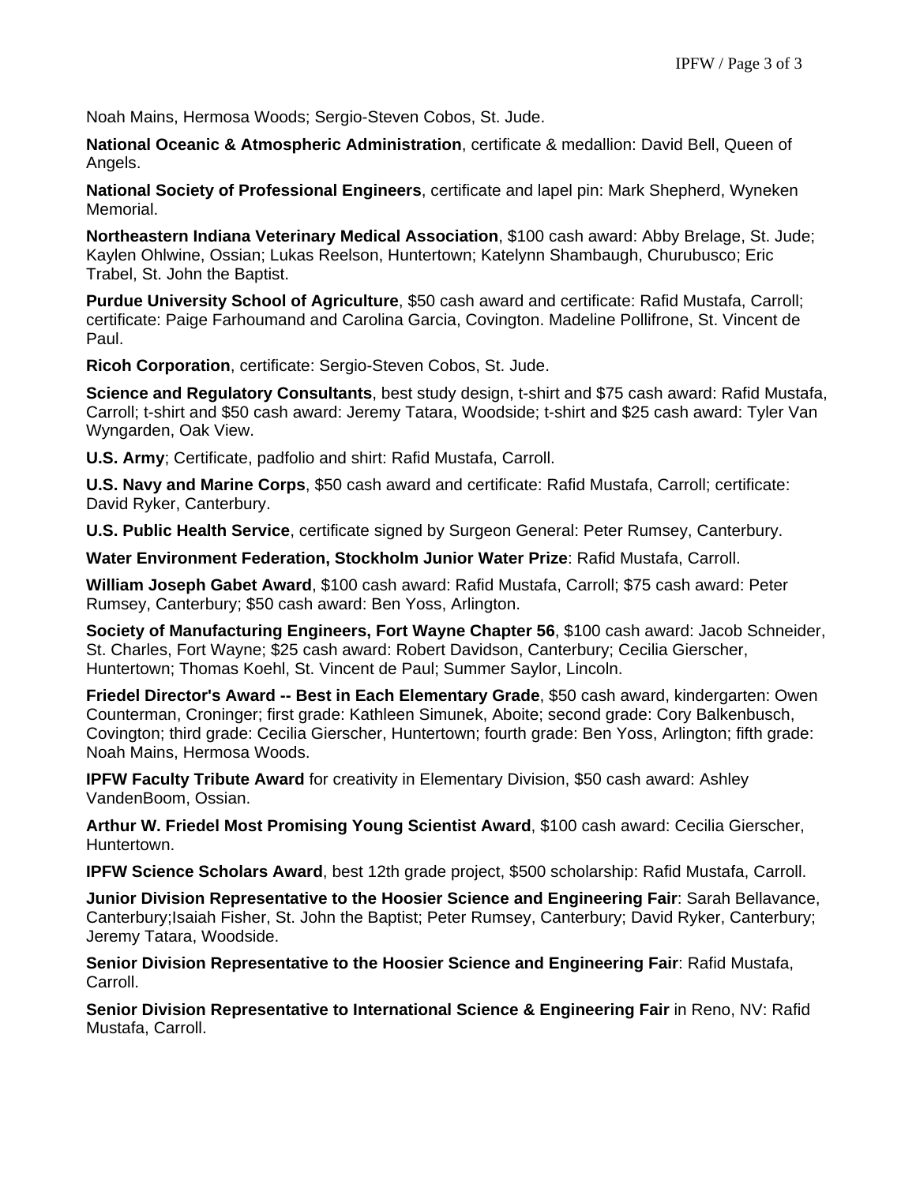Noah Mains, Hermosa Woods; Sergio-Steven Cobos, St. Jude.

**National Oceanic & Atmospheric Administration**, certificate & medallion: David Bell, Queen of Angels.

**National Society of Professional Engineers**, certificate and lapel pin: Mark Shepherd, Wyneken Memorial.

**Northeastern Indiana Veterinary Medical Association**, $100 cash award: Abby Brelage, St. Jude; Kaylen Ohlwine, Ossian; Lukas Reelson, Huntertown; Katelynn Shambaugh, Churubusco; Eric Trabel, St. John the Baptist.

**Purdue University School of Agriculture**, $50 cash award and certificate: Rafid Mustafa, Carroll; certificate: Paige Farhoumand and Carolina Garcia, Covington. Madeline Pollifrone, St. Vincent de Paul.

**Ricoh Corporation**, certificate: Sergio-Steven Cobos, St. Jude.

**Science and Regulatory Consultants**, best study design, t-shirt and $75 cash award: Rafid Mustafa, Carroll; t-shirt and $50 cash award: Jeremy Tatara, Woodside; t-shirt and $25 cash award: Tyler Van Wyngarden, Oak View.

**U.S. Army**; Certificate, padfolio and shirt: Rafid Mustafa, Carroll.

**U.S. Navy and Marine Corps**, $50 cash award and certificate: Rafid Mustafa, Carroll; certificate: David Ryker, Canterbury.

**U.S. Public Health Service**, certificate signed by Surgeon General: Peter Rumsey, Canterbury.

**Water Environment Federation, Stockholm Junior Water Prize**: Rafid Mustafa, Carroll.

**William Joseph Gabet Award**, $100 cash award: Rafid Mustafa, Carroll; $75 cash award: Peter Rumsey, Canterbury; $50 cash award: Ben Yoss, Arlington.

**Society of Manufacturing Engineers, Fort Wayne Chapter 56**, $100 cash award: Jacob Schneider, St. Charles, Fort Wayne; $25 cash award: Robert Davidson, Canterbury; Cecilia Gierscher, Huntertown; Thomas Koehl, St. Vincent de Paul; Summer Saylor, Lincoln.

**Friedel Director's Award -- Best in Each Elementary Grade**, $50 cash award, kindergarten: Owen Counterman, Croninger; first grade: Kathleen Simunek, Aboite; second grade: Cory Balkenbusch, Covington; third grade: Cecilia Gierscher, Huntertown; fourth grade: Ben Yoss, Arlington; fifth grade: Noah Mains, Hermosa Woods.

**IPFW Faculty Tribute Award** for creativity in Elementary Division, $50 cash award: Ashley VandenBoom, Ossian.

**Arthur W. Friedel Most Promising Young Scientist Award**, $100 cash award: Cecilia Gierscher, Huntertown.

**IPFW Science Scholars Award**, best 12th grade project, $500 scholarship: Rafid Mustafa, Carroll.

**Junior Division Representative to the Hoosier Science and Engineering Fair**: Sarah Bellavance, Canterbury;Isaiah Fisher, St. John the Baptist; Peter Rumsey, Canterbury; David Ryker, Canterbury; Jeremy Tatara, Woodside.

**Senior Division Representative to the Hoosier Science and Engineering Fair**: Rafid Mustafa, Carroll.

**Senior Division Representative to International Science & Engineering Fair** in Reno, NV: Rafid Mustafa, Carroll.